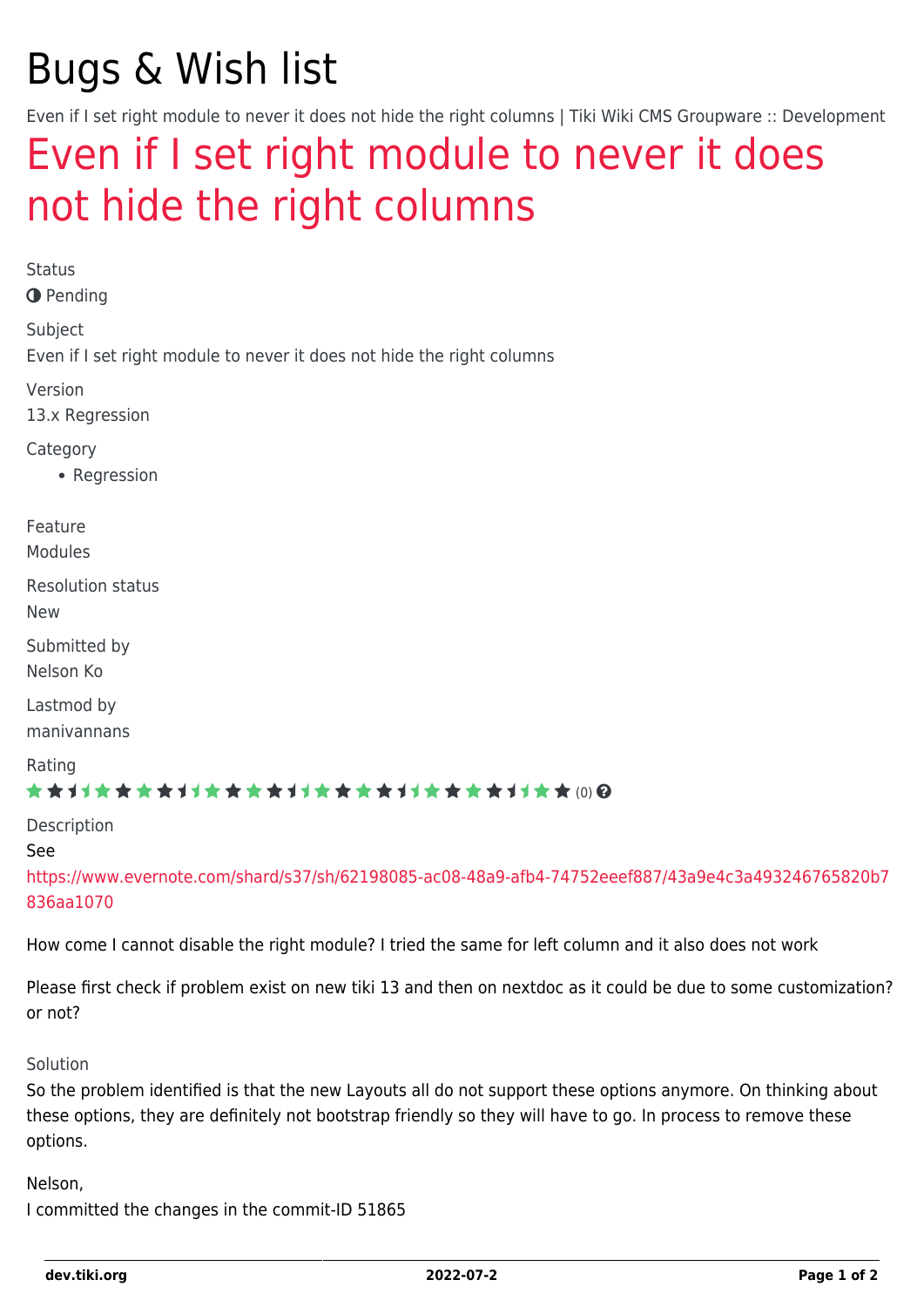# Bugs & Wish list

Even if I set right module to never it does not hide the right columns | Tiki Wiki CMS Groupware :: Development

## Even if I set right module to never it does not hide the right columns

Status

Pending

Subject

Even if I set right module to never it does not hide the right columns

Version

13.x Regression

Category

- Regression

Feature

Modules

Resolution status

New

Submitted by

Nelson Ko

Lastmod by

manivannans

Rating

(0)

Description

See

https://www.evernote.com/shard/s37/sh/62198085-ac08-48a9-afb4-74752eeef887/43a9e4c3a493246765820b7836aa1070

How come I cannot disable the right module? I tried the same for left column and it also does not work

Please first check if problem exist on new tiki 13 and then on nextdoc as it could be due to some customization? or not?

Solution

So the problem identified is that the new Layouts all do not support these options anymore. On thinking about these options, they are definitely not bootstrap friendly so they will have to go. In process to remove these options.

Nelson,

I committed the changes in the commit-ID 51865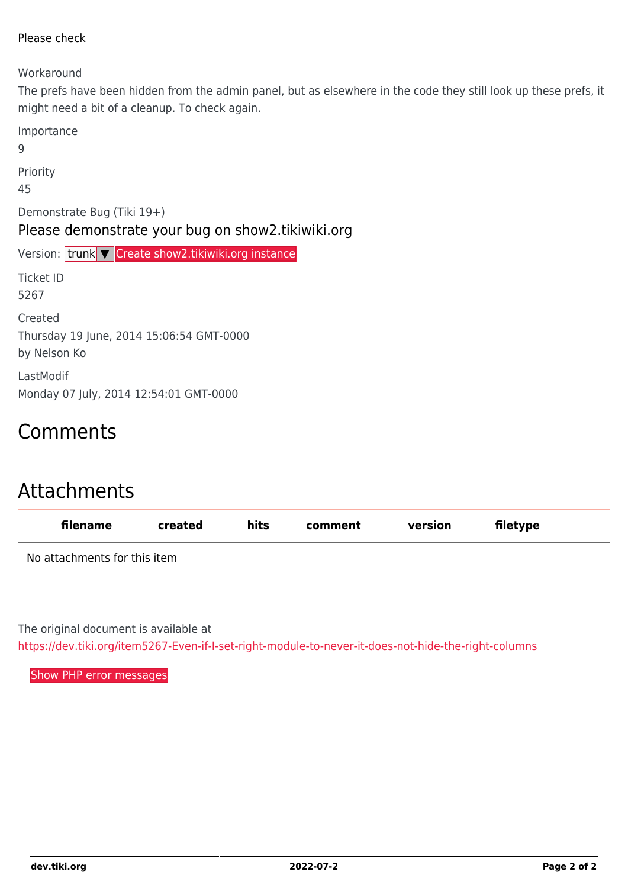Please check

Workaround

The prefs have been hidden from the admin panel, but as elsewhere in the code they still look up these prefs, it might need a bit of a cleanup. To check again.

Importance

9

Priority

45

Demonstrate Bug (Tiki 19+)

Please demonstrate your bug on show2.tikiwiki.org

Version: trunk ▼ Create show2.tikiwiki.org instance

Ticket ID

5267

Created

Thursday 19 June, 2014 15:06:54 GMT-0000

by Nelson Ko

LastModif

Monday 07 July, 2014 12:54:01 GMT-0000

## Comments

## Attachments

| filename | created | hits | comment | version | filetype |
|---|---|---|---|---|---|
| No attachments for this item | | | | | |

The original document is available at

https://dev.tiki.org/item5267-Even-if-I-set-right-module-to-never-it-does-not-hide-the-right-columns

Show PHP error messages